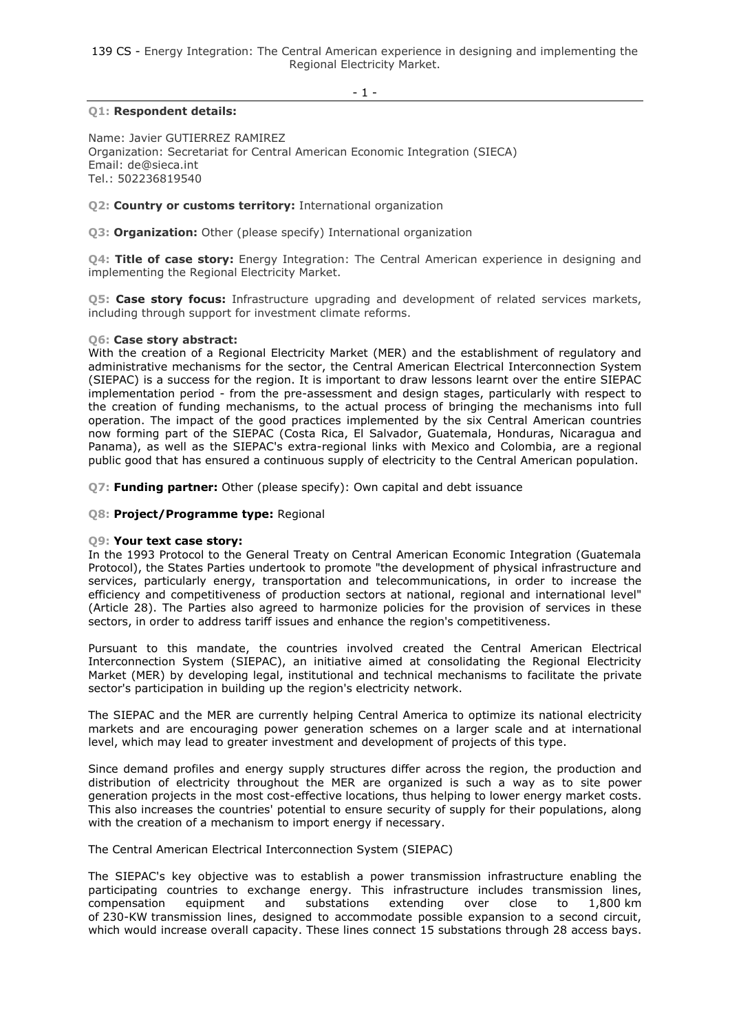**Q1: Respondent details:**

Name: Javier GUTIERREZ RAMIREZ
Organization: Secretariat for Central American Economic Integration (SIECA)
Email: de@sieca.int
Tel.: 502236819540

**Q2: Country or customs territory:** International organization

**Q3: Organization:** Other (please specify) International organization

**Q4: Title of case story:** Energy Integration: The Central American experience in designing and implementing the Regional Electricity Market.

**Q5: Case story focus:** Infrastructure upgrading and development of related services markets, including through support for investment climate reforms.

**Q6: Case story abstract:**
With the creation of a Regional Electricity Market (MER) and the establishment of regulatory and administrative mechanisms for the sector, the Central American Electrical Interconnection System (SIEPAC) is a success for the region. It is important to draw lessons learnt over the entire SIEPAC implementation period - from the pre-assessment and design stages, particularly with respect to the creation of funding mechanisms, to the actual process of bringing the mechanisms into full operation. The impact of the good practices implemented by the six Central American countries now forming part of the SIEPAC (Costa Rica, El Salvador, Guatemala, Honduras, Nicaragua and Panama), as well as the SIEPAC's extra-regional links with Mexico and Colombia, are a regional public good that has ensured a continuous supply of electricity to the Central American population.

**Q7: Funding partner:** Other (please specify): Own capital and debt issuance

**Q8: Project/Programme type:** Regional

**Q9: Your text case story:**
In the 1993 Protocol to the General Treaty on Central American Economic Integration (Guatemala Protocol), the States Parties undertook to promote "the development of physical infrastructure and services, particularly energy, transportation and telecommunications, in order to increase the efficiency and competitiveness of production sectors at national, regional and international level" (Article 28). The Parties also agreed to harmonize policies for the provision of services in these sectors, in order to address tariff issues and enhance the region's competitiveness.

Pursuant to this mandate, the countries involved created the Central American Electrical Interconnection System (SIEPAC), an initiative aimed at consolidating the Regional Electricity Market (MER) by developing legal, institutional and technical mechanisms to facilitate the private sector's participation in building up the region's electricity network.

The SIEPAC and the MER are currently helping Central America to optimize its national electricity markets and are encouraging power generation schemes on a larger scale and at international level, which may lead to greater investment and development of projects of this type.

Since demand profiles and energy supply structures differ across the region, the production and distribution of electricity throughout the MER are organized is such a way as to site power generation projects in the most cost-effective locations, thus helping to lower energy market costs. This also increases the countries' potential to ensure security of supply for their populations, along with the creation of a mechanism to import energy if necessary.

The Central American Electrical Interconnection System (SIEPAC)

The SIEPAC's key objective was to establish a power transmission infrastructure enabling the participating countries to exchange energy. This infrastructure includes transmission lines, compensation equipment and substations extending over close to 1,800 km of 230-KW transmission lines, designed to accommodate possible expansion to a second circuit, which would increase overall capacity. These lines connect 15 substations through 28 access bays.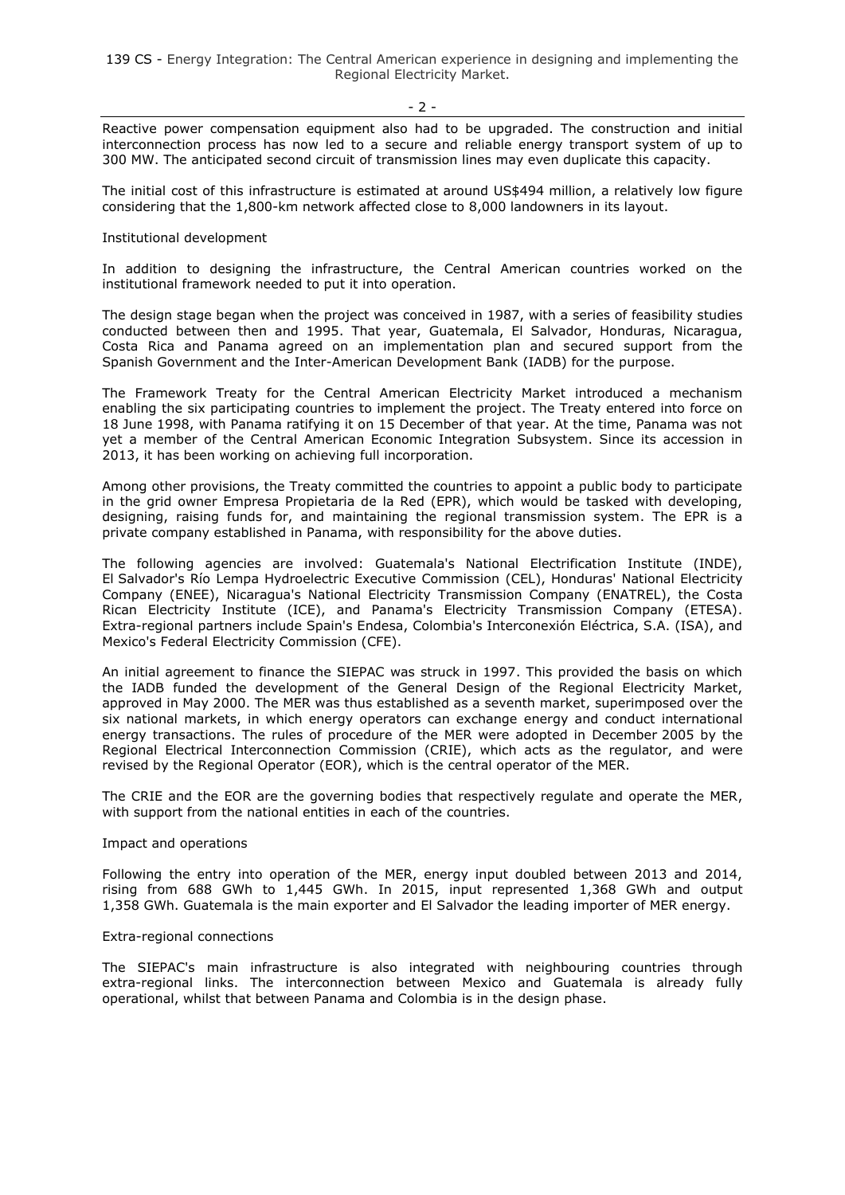Reactive power compensation equipment also had to be upgraded. The construction and initial interconnection process has now led to a secure and reliable energy transport system of up to 300 MW. The anticipated second circuit of transmission lines may even duplicate this capacity.

The initial cost of this infrastructure is estimated at around US$494 million, a relatively low figure considering that the 1,800-km network affected close to 8,000 landowners in its layout.

## Institutional development

In addition to designing the infrastructure, the Central American countries worked on the institutional framework needed to put it into operation.

The design stage began when the project was conceived in 1987, with a series of feasibility studies conducted between then and 1995. That year, Guatemala, El Salvador, Honduras, Nicaragua, Costa Rica and Panama agreed on an implementation plan and secured support from the Spanish Government and the Inter-American Development Bank (IADB) for the purpose.

The Framework Treaty for the Central American Electricity Market introduced a mechanism enabling the six participating countries to implement the project. The Treaty entered into force on 18 June 1998, with Panama ratifying it on 15 December of that year. At the time, Panama was not yet a member of the Central American Economic Integration Subsystem. Since its accession in 2013, it has been working on achieving full incorporation.

Among other provisions, the Treaty committed the countries to appoint a public body to participate in the grid owner Empresa Propietaria de la Red (EPR), which would be tasked with developing, designing, raising funds for, and maintaining the regional transmission system. The EPR is a private company established in Panama, with responsibility for the above duties.

The following agencies are involved: Guatemala's National Electrification Institute (INDE), El Salvador's Río Lempa Hydroelectric Executive Commission (CEL), Honduras' National Electricity Company (ENEE), Nicaragua's National Electricity Transmission Company (ENATREL), the Costa Rican Electricity Institute (ICE), and Panama's Electricity Transmission Company (ETESA). Extra-regional partners include Spain's Endesa, Colombia's Interconexión Eléctrica, S.A. (ISA), and Mexico's Federal Electricity Commission (CFE).

An initial agreement to finance the SIEPAC was struck in 1997. This provided the basis on which the IADB funded the development of the General Design of the Regional Electricity Market, approved in May 2000. The MER was thus established as a seventh market, superimposed over the six national markets, in which energy operators can exchange energy and conduct international energy transactions. The rules of procedure of the MER were adopted in December 2005 by the Regional Electrical Interconnection Commission (CRIE), which acts as the regulator, and were revised by the Regional Operator (EOR), which is the central operator of the MER.

The CRIE and the EOR are the governing bodies that respectively regulate and operate the MER, with support from the national entities in each of the countries.

## Impact and operations

Following the entry into operation of the MER, energy input doubled between 2013 and 2014, rising from 688 GWh to 1,445 GWh. In 2015, input represented 1,368 GWh and output 1,358 GWh. Guatemala is the main exporter and El Salvador the leading importer of MER energy.

## Extra-regional connections

The SIEPAC's main infrastructure is also integrated with neighbouring countries through extra-regional links. The interconnection between Mexico and Guatemala is already fully operational, whilst that between Panama and Colombia is in the design phase.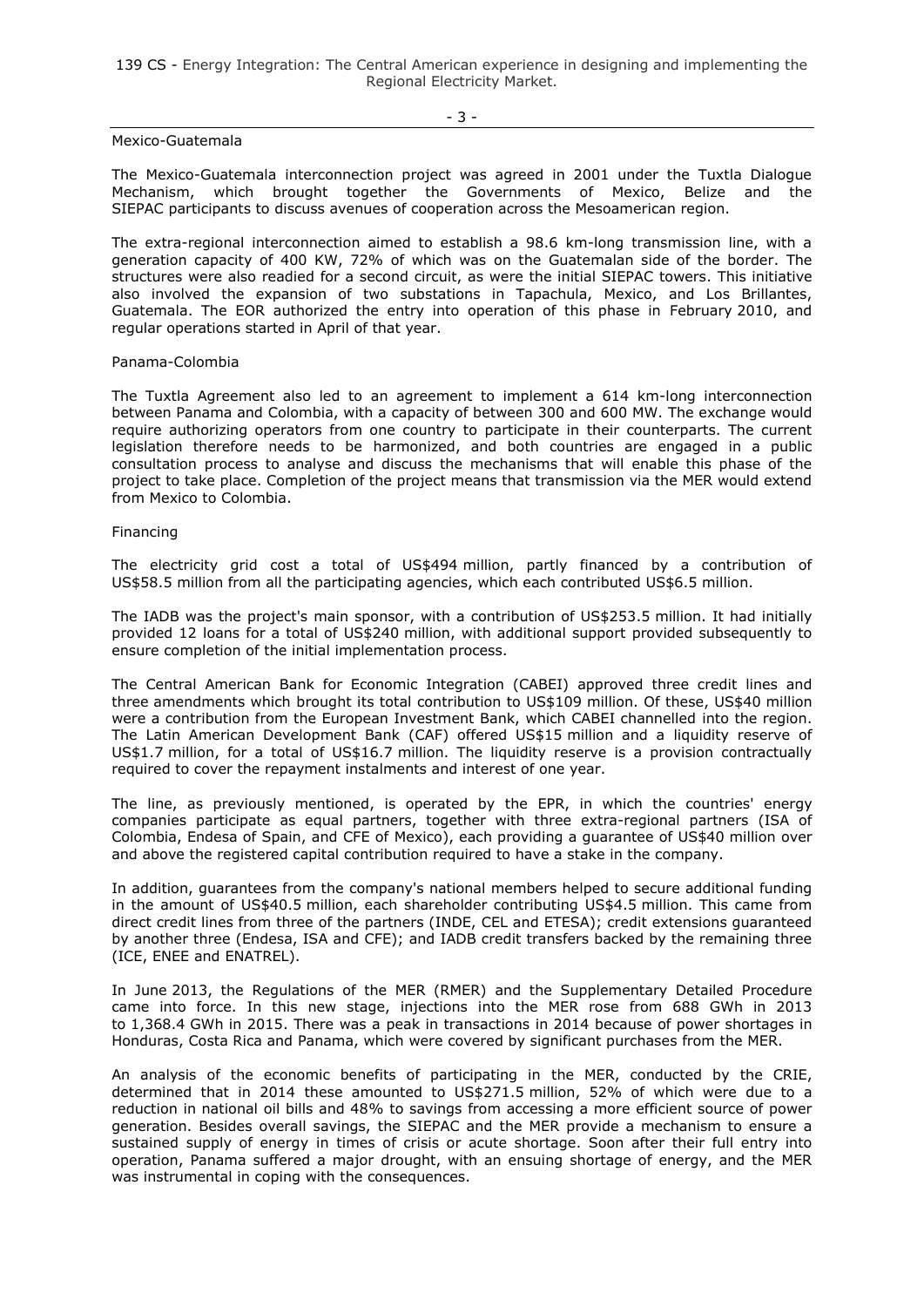Mexico-Guatemala

The Mexico-Guatemala interconnection project was agreed in 2001 under the Tuxtla Dialogue Mechanism, which brought together the Governments of Mexico, Belize and the SIEPAC participants to discuss avenues of cooperation across the Mesoamerican region.

The extra-regional interconnection aimed to establish a 98.6 km-long transmission line, with a generation capacity of 400 KW, 72% of which was on the Guatemalan side of the border. The structures were also readied for a second circuit, as were the initial SIEPAC towers. This initiative also involved the expansion of two substations in Tapachula, Mexico, and Los Brillantes, Guatemala. The EOR authorized the entry into operation of this phase in February 2010, and regular operations started in April of that year.

Panama-Colombia

The Tuxtla Agreement also led to an agreement to implement a 614 km-long interconnection between Panama and Colombia, with a capacity of between 300 and 600 MW. The exchange would require authorizing operators from one country to participate in their counterparts. The current legislation therefore needs to be harmonized, and both countries are engaged in a public consultation process to analyse and discuss the mechanisms that will enable this phase of the project to take place. Completion of the project means that transmission via the MER would extend from Mexico to Colombia.

Financing

The electricity grid cost a total of US$494 million, partly financed by a contribution of US$58.5 million from all the participating agencies, which each contributed US$6.5 million.

The IADB was the project's main sponsor, with a contribution of US$253.5 million. It had initially provided 12 loans for a total of US$240 million, with additional support provided subsequently to ensure completion of the initial implementation process.

The Central American Bank for Economic Integration (CABEI) approved three credit lines and three amendments which brought its total contribution to US$109 million. Of these, US$40 million were a contribution from the European Investment Bank, which CABEI channelled into the region. The Latin American Development Bank (CAF) offered US$15 million and a liquidity reserve of US$1.7 million, for a total of US$16.7 million. The liquidity reserve is a provision contractually required to cover the repayment instalments and interest of one year.

The line, as previously mentioned, is operated by the EPR, in which the countries' energy companies participate as equal partners, together with three extra-regional partners (ISA of Colombia, Endesa of Spain, and CFE of Mexico), each providing a guarantee of US$40 million over and above the registered capital contribution required to have a stake in the company.

In addition, guarantees from the company's national members helped to secure additional funding in the amount of US$40.5 million, each shareholder contributing US$4.5 million. This came from direct credit lines from three of the partners (INDE, CEL and ETESA); credit extensions guaranteed by another three (Endesa, ISA and CFE); and IADB credit transfers backed by the remaining three (ICE, ENEE and ENATREL).

In June 2013, the Regulations of the MER (RMER) and the Supplementary Detailed Procedure came into force. In this new stage, injections into the MER rose from 688 GWh in 2013 to 1,368.4 GWh in 2015. There was a peak in transactions in 2014 because of power shortages in Honduras, Costa Rica and Panama, which were covered by significant purchases from the MER.

An analysis of the economic benefits of participating in the MER, conducted by the CRIE, determined that in 2014 these amounted to US$271.5 million, 52% of which were due to a reduction in national oil bills and 48% to savings from accessing a more efficient source of power generation. Besides overall savings, the SIEPAC and the MER provide a mechanism to ensure a sustained supply of energy in times of crisis or acute shortage. Soon after their full entry into operation, Panama suffered a major drought, with an ensuing shortage of energy, and the MER was instrumental in coping with the consequences.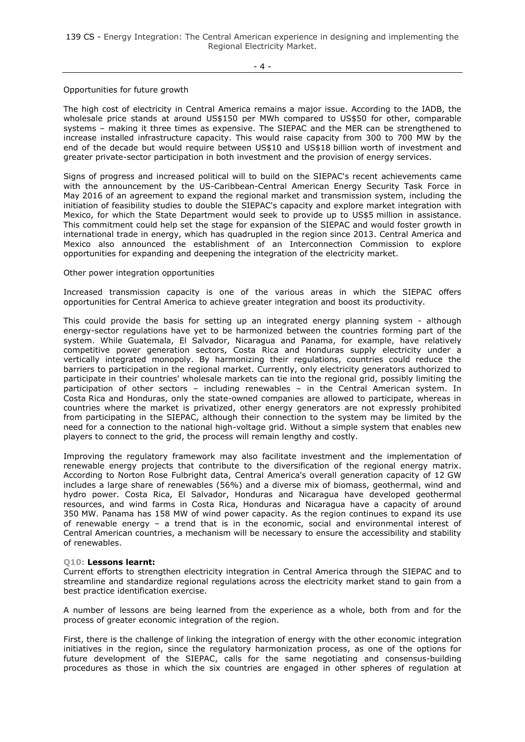Opportunities for future growth

The high cost of electricity in Central America remains a major issue. According to the IADB, the wholesale price stands at around US$150 per MWh compared to US$50 for other, comparable systems – making it three times as expensive. The SIEPAC and the MER can be strengthened to increase installed infrastructure capacity. This would raise capacity from 300 to 700 MW by the end of the decade but would require between US$10 and US$18 billion worth of investment and greater private-sector participation in both investment and the provision of energy services.

Signs of progress and increased political will to build on the SIEPAC's recent achievements came with the announcement by the US-Caribbean-Central American Energy Security Task Force in May 2016 of an agreement to expand the regional market and transmission system, including the initiation of feasibility studies to double the SIEPAC's capacity and explore market integration with Mexico, for which the State Department would seek to provide up to US$5 million in assistance. This commitment could help set the stage for expansion of the SIEPAC and would foster growth in international trade in energy, which has quadrupled in the region since 2013. Central America and Mexico also announced the establishment of an Interconnection Commission to explore opportunities for expanding and deepening the integration of the electricity market.

Other power integration opportunities

Increased transmission capacity is one of the various areas in which the SIEPAC offers opportunities for Central America to achieve greater integration and boost its productivity.

This could provide the basis for setting up an integrated energy planning system - although energy-sector regulations have yet to be harmonized between the countries forming part of the system. While Guatemala, El Salvador, Nicaragua and Panama, for example, have relatively competitive power generation sectors, Costa Rica and Honduras supply electricity under a vertically integrated monopoly. By harmonizing their regulations, countries could reduce the barriers to participation in the regional market. Currently, only electricity generators authorized to participate in their countries' wholesale markets can tie into the regional grid, possibly limiting the participation of other sectors – including renewables – in the Central American system. In Costa Rica and Honduras, only the state-owned companies are allowed to participate, whereas in countries where the market is privatized, other energy generators are not expressly prohibited from participating in the SIEPAC, although their connection to the system may be limited by the need for a connection to the national high-voltage grid. Without a simple system that enables new players to connect to the grid, the process will remain lengthy and costly.

Improving the regulatory framework may also facilitate investment and the implementation of renewable energy projects that contribute to the diversification of the regional energy matrix. According to Norton Rose Fulbright data, Central America's overall generation capacity of 12 GW includes a large share of renewables (56%) and a diverse mix of biomass, geothermal, wind and hydro power. Costa Rica, El Salvador, Honduras and Nicaragua have developed geothermal resources, and wind farms in Costa Rica, Honduras and Nicaragua have a capacity of around 350 MW. Panama has 158 MW of wind power capacity. As the region continues to expand its use of renewable energy – a trend that is in the economic, social and environmental interest of Central American countries, a mechanism will be necessary to ensure the accessibility and stability of renewables.

**Q10: Lessons learnt:**

Current efforts to strengthen electricity integration in Central America through the SIEPAC and to streamline and standardize regional regulations across the electricity market stand to gain from a best practice identification exercise.

A number of lessons are being learned from the experience as a whole, both from and for the process of greater economic integration of the region.

First, there is the challenge of linking the integration of energy with the other economic integration initiatives in the region, since the regulatory harmonization process, as one of the options for future development of the SIEPAC, calls for the same negotiating and consensus-building procedures as those in which the six countries are engaged in other spheres of regulation at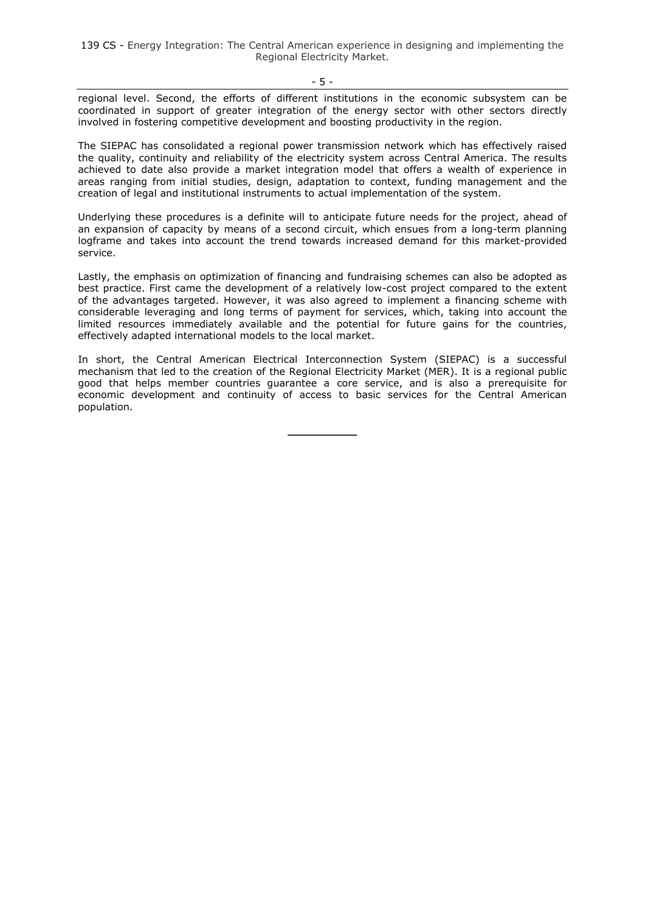regional level. Second, the efforts of different institutions in the economic subsystem can be coordinated in support of greater integration of the energy sector with other sectors directly involved in fostering competitive development and boosting productivity in the region.

The SIEPAC has consolidated a regional power transmission network which has effectively raised the quality, continuity and reliability of the electricity system across Central America. The results achieved to date also provide a market integration model that offers a wealth of experience in areas ranging from initial studies, design, adaptation to context, funding management and the creation of legal and institutional instruments to actual implementation of the system.

Underlying these procedures is a definite will to anticipate future needs for the project, ahead of an expansion of capacity by means of a second circuit, which ensues from a long-term planning logframe and takes into account the trend towards increased demand for this market-provided service.

Lastly, the emphasis on optimization of financing and fundraising schemes can also be adopted as best practice. First came the development of a relatively low-cost project compared to the extent of the advantages targeted. However, it was also agreed to implement a financing scheme with considerable leveraging and long terms of payment for services, which, taking into account the limited resources immediately available and the potential for future gains for the countries, effectively adapted international models to the local market.

In short, the Central American Electrical Interconnection System (SIEPAC) is a successful mechanism that led to the creation of the Regional Electricity Market (MER). It is a regional public good that helps member countries guarantee a core service, and is also a prerequisite for economic development and continuity of access to basic services for the Central American population.

---